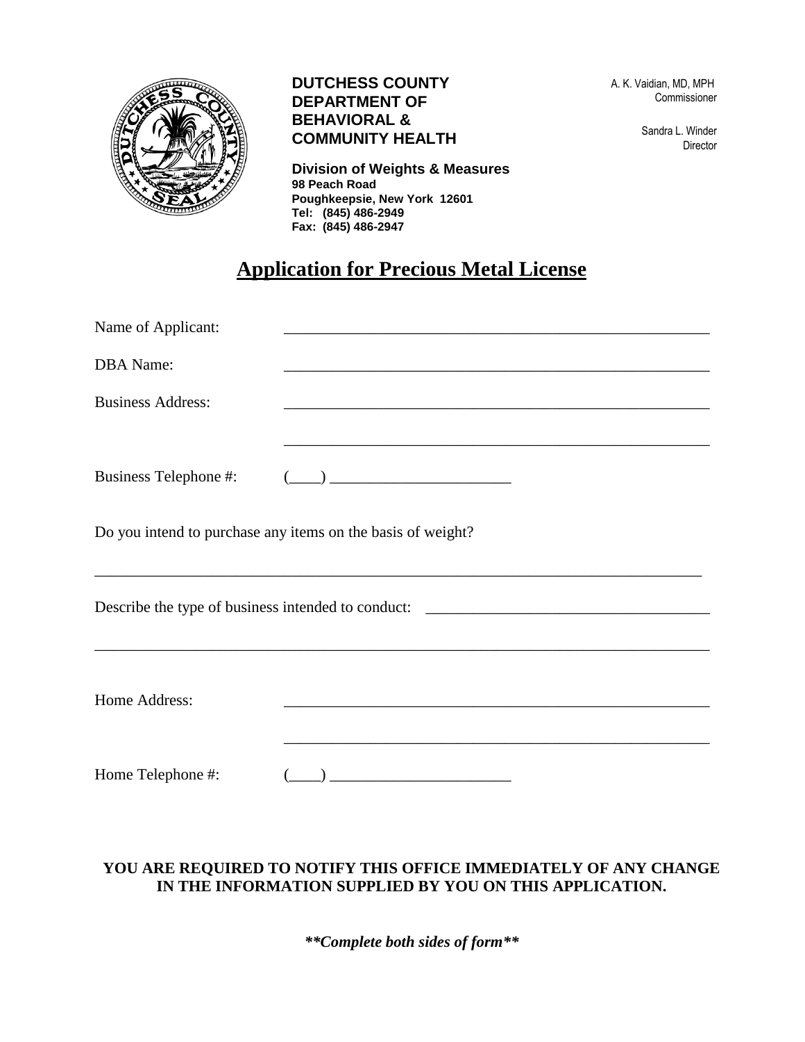**DUTCHESS COUNTY DEPARTMENT OF BEHAVIORAL & COMMUNITY HEALTH**

A. K. Vaidian, MD, MPH
Commissioner

Sandra L. Winder
Director

**Division of Weights & Measures**
**98 Peach Road**
**Poughkeepsie, New York 12601**
**Tel: (845) 486-2949**
**Fax: (845) 486-2947**

# Application for Precious Metal License

Name of Applicant: ________________________________________________________

DBA Name: ________________________________________________________

Business Address: ________________________________________________________

________________________________________________________

Business Telephone #: (____) _______________________

Do you intend to purchase any items on the basis of weight?

________________________________________________________________________________

Describe the type of business intended to conduct: ____________________________________

________________________________________________________________________________

Home Address: ________________________________________________________

________________________________________________________

Home Telephone #: (____) _______________________

**YOU ARE REQUIRED TO NOTIFY THIS OFFICE IMMEDIATELY OF ANY CHANGE IN THE INFORMATION SUPPLIED BY YOU ON THIS APPLICATION.**

***\*\*Complete both sides of form\*\****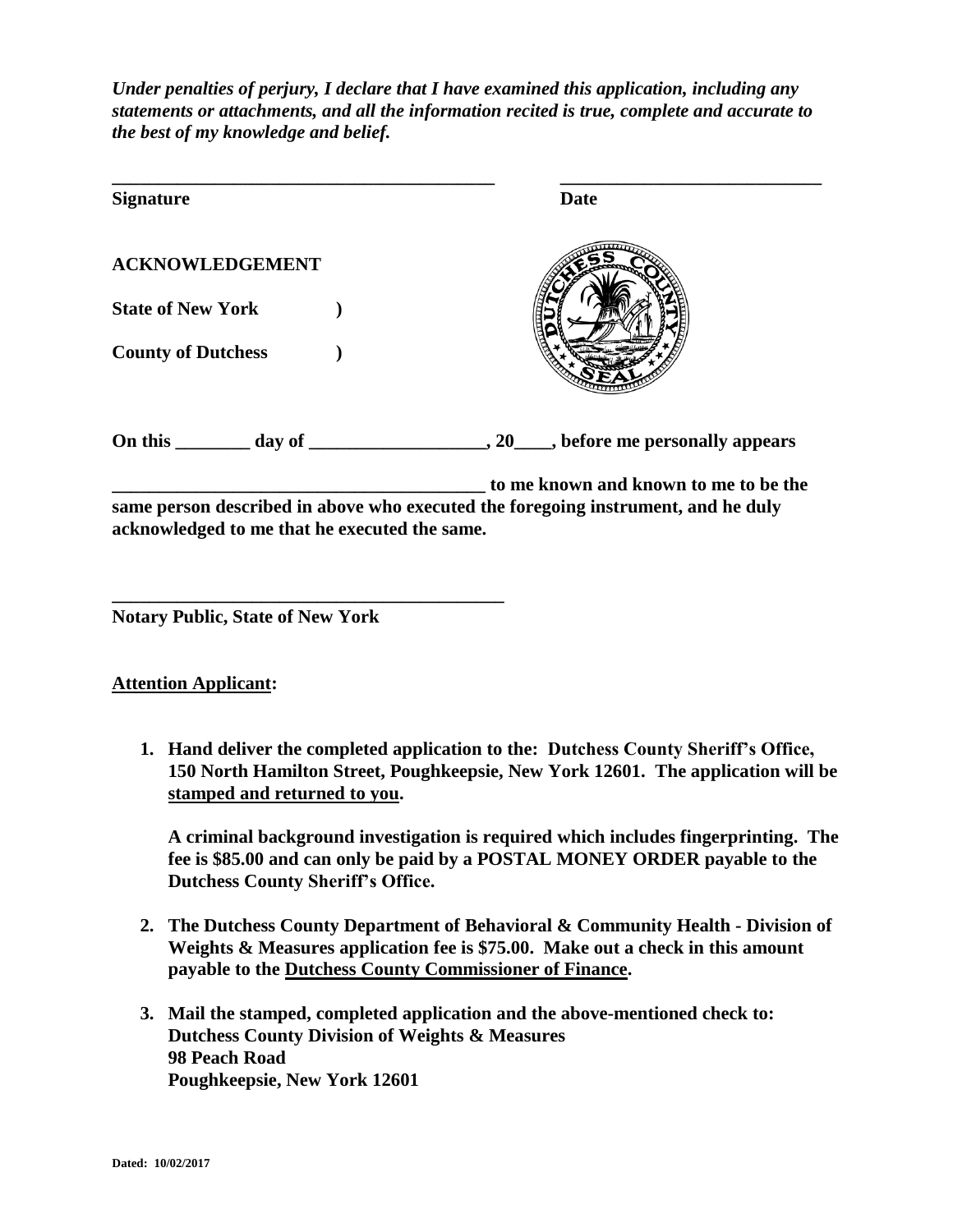***Under penalties of perjury, I declare that I have examined this application, including any statements or attachments, and all the information recited is true, complete and accurate to the best of my knowledge and belief.***

__________________________________________ ______________________________

**Signature** **Date**

**ACKNOWLEDGEMENT**

**State of New York )**

**County of Dutchess )**

**On this ________ day of ___________________, 20____, before me personally appears**

**________________________________________ to me known and known to me to be the same person described in above who executed the foregoing instrument, and he duly acknowledged to me that he executed the same.**

____________________________________________

**Notary Public, State of New York**

**<u>Attention Applicant</u>:**

1. **Hand deliver the completed application to the: Dutchess County Sheriff's Office, 150 North Hamilton Street, Poughkeepsie, New York 12601. The application will be <u>stamped and returned to you</u>.**

   **A criminal background investigation is required which includes fingerprinting. The fee is $85.00 and can only be paid by a POSTAL MONEY ORDER payable to the Dutchess County Sheriff's Office.**

2. **The Dutchess County Department of Behavioral & Community Health - Division of Weights & Measures application fee is $75.00. Make out a check in this amount payable to the <u>Dutchess County Commissioner of Finance</u>.**

3. **Mail the stamped, completed application and the above-mentioned check to:**
   **Dutchess County Division of Weights & Measures**
   **98 Peach Road**
   **Poughkeepsie, New York 12601**

**Dated: 10/02/2017**